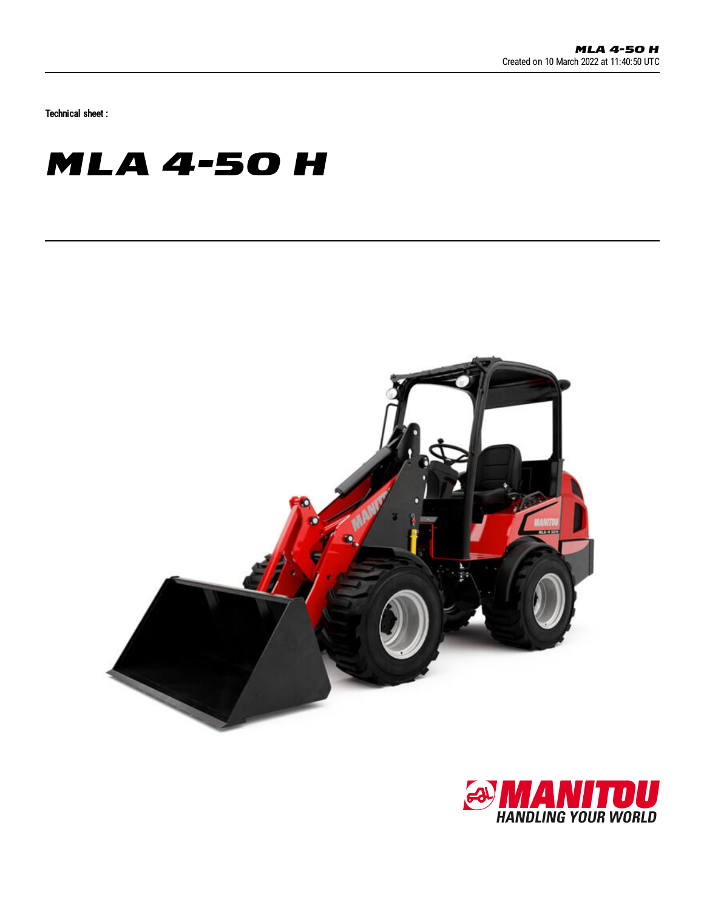MLA 4-50 H
Created on 10 March 2022 at 11:40:50 UTC

Technical sheet :

# MLA 4-50 H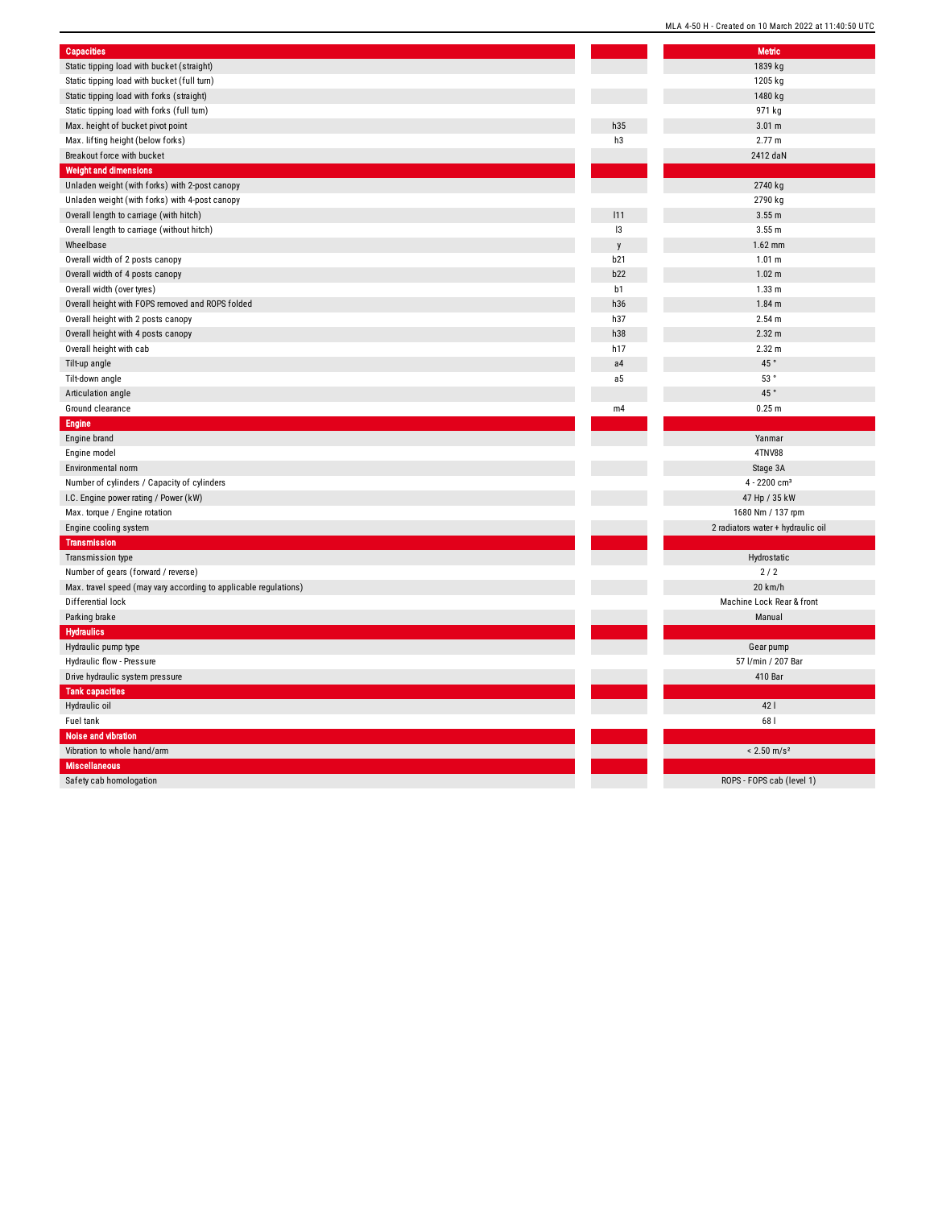| Capacities | | Metric |
|---|---|---|
| Static tipping load with bucket (straight) | | 1839 kg |
| Static tipping load with bucket (full turn) | | 1205 kg |
| Static tipping load with forks (straight) | | 1480 kg |
| Static tipping load with forks (full turn) | | 971 kg |
| Max. height of bucket pivot point | h35 | 3.01 m |
| Max. lifting height (below forks) | h3 | 2.77 m |
| Breakout force with bucket | | 2412 daN |
| **Weight and dimensions** | | |
| Unladen weight (with forks) with 2-post canopy | | 2740 kg |
| Unladen weight (with forks) with 4-post canopy | | 2790 kg |
| Overall length to carriage (with hitch) | l11 | 3.55 m |
| Overall length to carriage (without hitch) | l3 | 3.55 m |
| Wheelbase | y | 1.62 mm |
| Overall width of 2 posts canopy | b21 | 1.01 m |
| Overall width of 4 posts canopy | b22 | 1.02 m |
| Overall width (over tyres) | b1 | 1.33 m |
| Overall height with FOPS removed and ROPS folded | h36 | 1.84 m |
| Overall height with 2 posts canopy | h37 | 2.54 m |
| Overall height with 4 posts canopy | h38 | 2.32 m |
| Overall height with cab | h17 | 2.32 m |
| Tilt-up angle | a4 | 45 ° |
| Tilt-down angle | a5 | 53 ° |
| Articulation angle | | 45 ° |
| Ground clearance | m4 | 0.25 m |
| **Engine** | | |
| Engine brand | | Yanmar |
| Engine model | | 4TNV88 |
| Environmental norm | | Stage 3A |
| Number of cylinders / Capacity of cylinders | | 4 - 2200 cm³ |
| I.C. Engine power rating / Power (kW) | | 47 Hp / 35 kW |
| Max. torque / Engine rotation | | 1680 Nm / 137 rpm |
| Engine cooling system | | 2 radiators water + hydraulic oil |
| **Transmission** | | |
| Transmission type | | Hydrostatic |
| Number of gears (forward / reverse) | | 2 / 2 |
| Max. travel speed (may vary according to applicable regulations) | | 20 km/h |
| Differential lock | | Machine Lock Rear & front |
| Parking brake | | Manual |
| **Hydraulics** | | |
| Hydraulic pump type | | Gear pump |
| Hydraulic flow - Pressure | | 57 l/min / 207 Bar |
| Drive hydraulic system pressure | | 410 Bar |
| **Tank capacities** | | |
| Hydraulic oil | | 42 l |
| Fuel tank | | 68 l |
| **Noise and vibration** | | |
| Vibration to whole hand/arm | | < 2.50 m/s² |
| **Miscellaneous** | | |
| Safety cab homologation | | ROPS - FOPS cab (level 1) |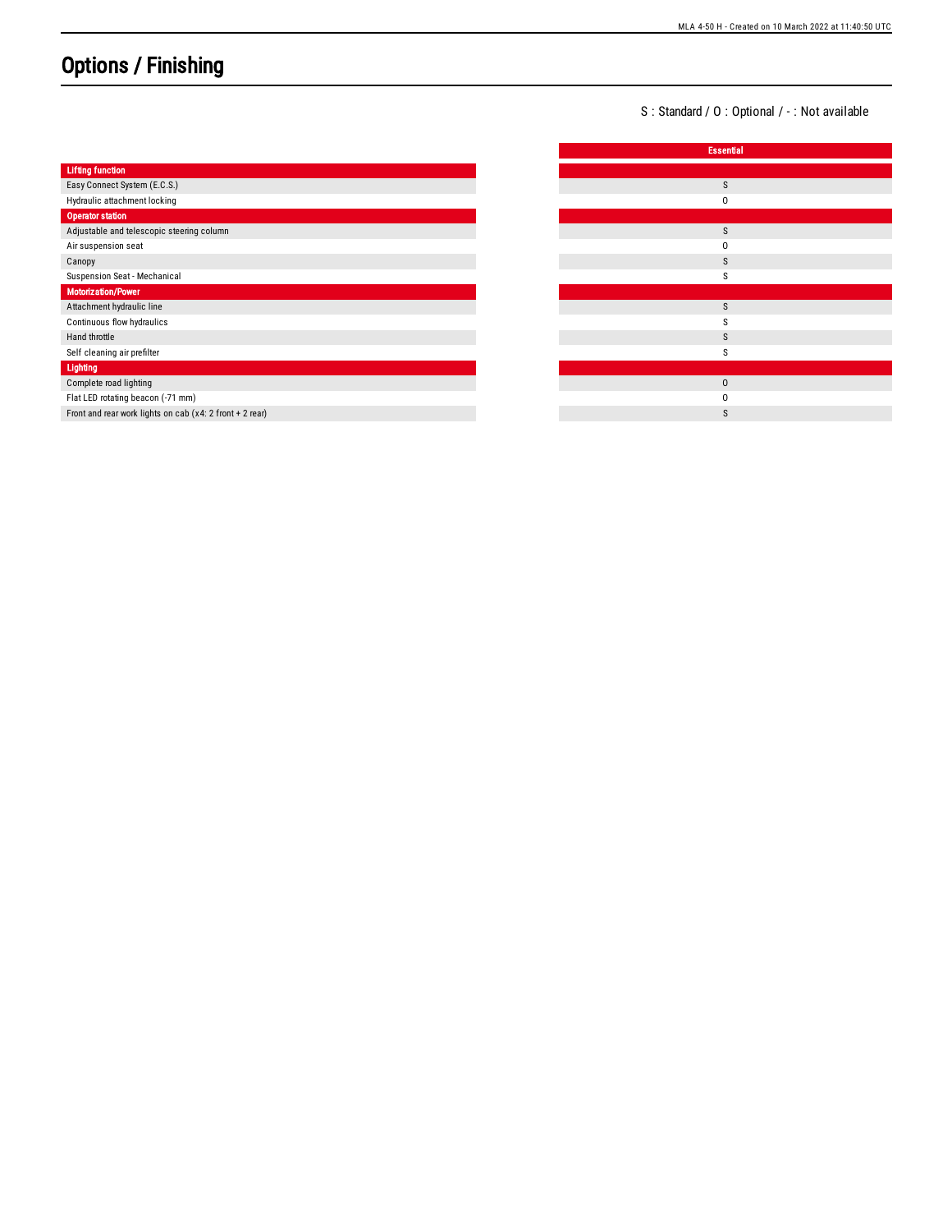# Options / Finishing

S : Standard / O : Optional / - : Not available

| | Essential |
|---|---|
| **Lifting function** | |
| Easy Connect System (E.C.S.) | S |
| Hydraulic attachment locking | O |
| **Operator station** | |
| Adjustable and telescopic steering column | S |
| Air suspension seat | O |
| Canopy | S |
| Suspension Seat - Mechanical | S |
| **Motorization/Power** | |
| Attachment hydraulic line | S |
| Continuous flow hydraulics | S |
| Hand throttle | S |
| Self cleaning air prefilter | S |
| **Lighting** | |
| Complete road lighting | O |
| Flat LED rotating beacon (-71 mm) | O |
| Front and rear work lights on cab (x4: 2 front + 2 rear) | S |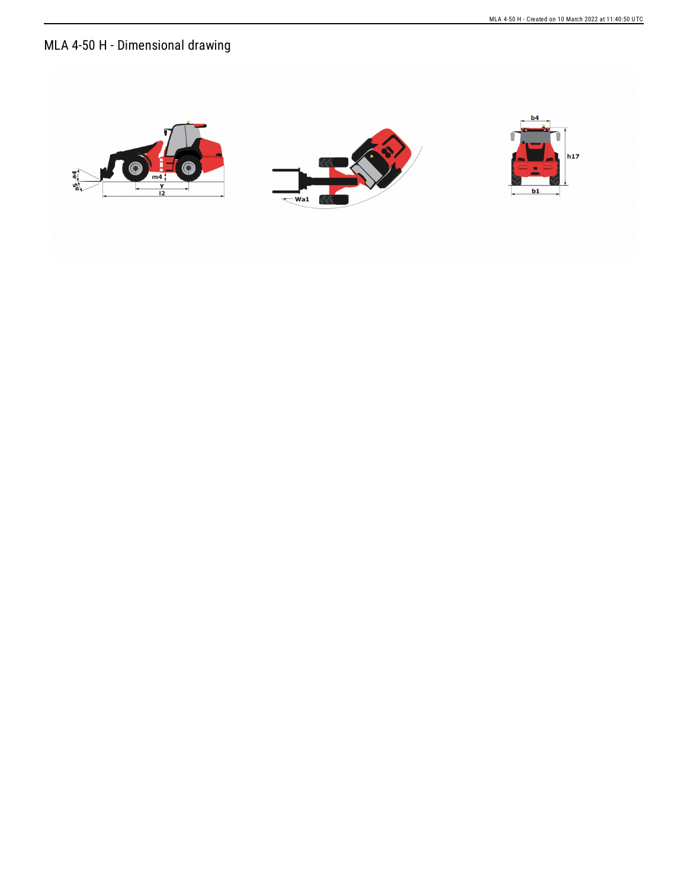# MLA 4-50 H - Dimensional drawing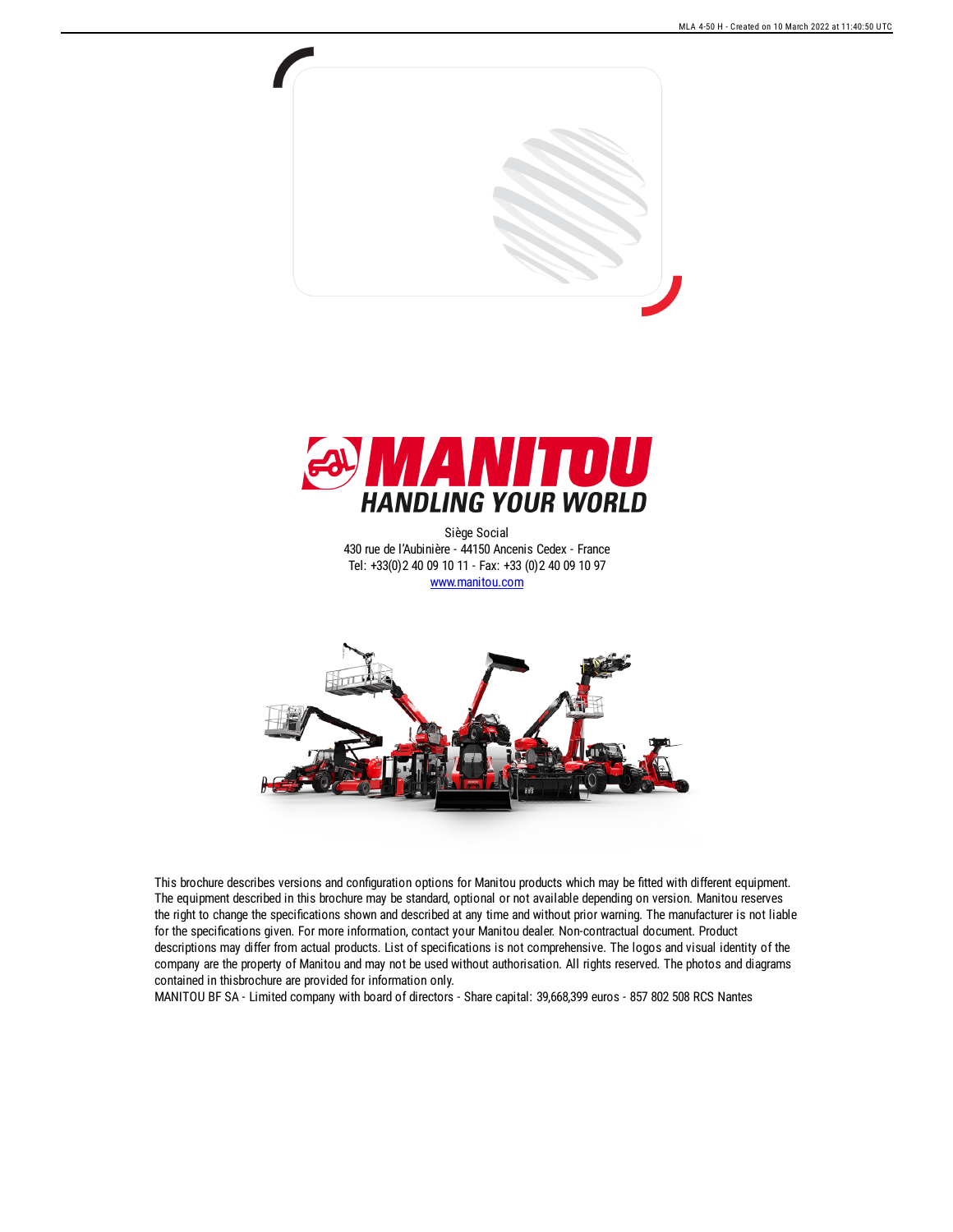MANITOU

HANDLING YOUR WORLD

Siège Social
430 rue de l'Aubinière - 44150 Ancenis Cedex - France
Tel: +33(0)2 40 09 10 11 - Fax: +33 (0)2 40 09 10 97
[www.manitou.com](http://www.manitou.com)

This brochure describes versions and configuration options for Manitou products which may be fitted with different equipment. The equipment described in this brochure may be standard, optional or not available depending on version. Manitou reserves the right to change the specifications shown and described at any time and without prior warning. The manufacturer is not liable for the specifications given. For more information, contact your Manitou dealer. Non-contractual document. Product descriptions may differ from actual products. List of specifications is not comprehensive. The logos and visual identity of the company are the property of Manitou and may not be used without authorisation. All rights reserved. The photos and diagrams contained in thisbrochure are provided for information only.
MANITOU BF SA - Limited company with board of directors - Share capital: 39,668,399 euros - 857 802 508 RCS Nantes